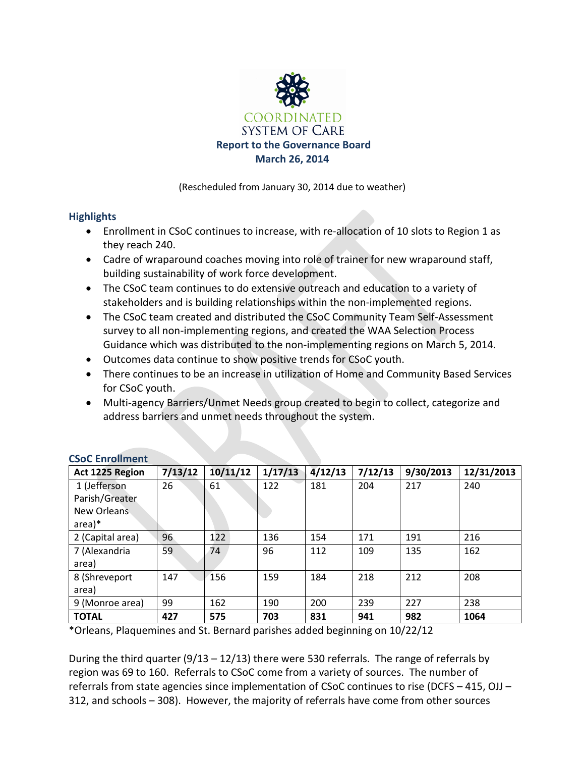# COORDINATED SYSTEM OF CARE

## Report to the Governance Board
## March 26, 2014

(Rescheduled from January 30, 2014 due to weather)

### Highlights

- Enrollment in CSoC continues to increase, with re-allocation of 10 slots to Region 1 as they reach 240.
- Cadre of wraparound coaches moving into role of trainer for new wraparound staff, building sustainability of work force development.
- The CSoC team continues to do extensive outreach and education to a variety of stakeholders and is building relationships within the non-implemented regions.
- The CSoC team created and distributed the CSoC Community Team Self-Assessment survey to all non-implementing regions, and created the WAA Selection Process Guidance which was distributed to the non-implementing regions on March 5, 2014.
- Outcomes data continue to show positive trends for CSoC youth.
- There continues to be an increase in utilization of Home and Community Based Services for CSoC youth.
- Multi-agency Barriers/Unmet Needs group created to begin to collect, categorize and address barriers and unmet needs throughout the system.

### CSoC Enrollment

| Act 1225 Region | 7/13/12 | 10/11/12 | 1/17/13 | 4/12/13 | 7/12/13 | 9/30/2013 | 12/31/2013 |
|---|---|---|---|---|---|---|---|
| 1 (Jefferson Parish/Greater New Orleans area)* | 26 | 61 | 122 | 181 | 204 | 217 | 240 |
| 2 (Capital area) | 96 | 122 | 136 | 154 | 171 | 191 | 216 |
| 7 (Alexandria area) | 59 | 74 | 96 | 112 | 109 | 135 | 162 |
| 8 (Shreveport area) | 147 | 156 | 159 | 184 | 218 | 212 | 208 |
| 9 (Monroe area) | 99 | 162 | 190 | 200 | 239 | 227 | 238 |
| **TOTAL** | **427** | **575** | **703** | **831** | **941** | **982** | **1064** |

*Orleans, Plaquemines and St. Bernard parishes added beginning on 10/22/12

During the third quarter (9/13 – 12/13) there were 530 referrals. The range of referrals by region was 69 to 160. Referrals to CSoC come from a variety of sources. The number of referrals from state agencies since implementation of CSoC continues to rise (DCFS – 415, OJJ – 312, and schools – 308). However, the majority of referrals have come from other sources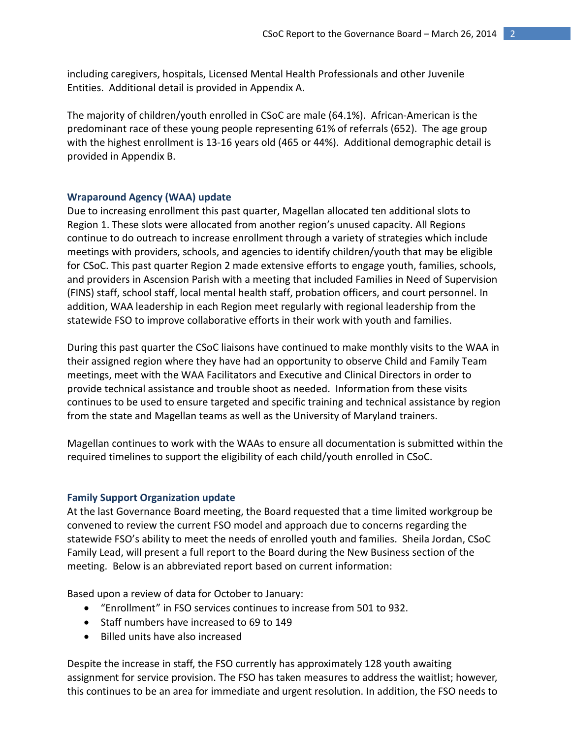including caregivers, hospitals, Licensed Mental Health Professionals and other Juvenile Entities. Additional detail is provided in Appendix A.

The majority of children/youth enrolled in CSoC are male (64.1%). African-American is the predominant race of these young people representing 61% of referrals (652). The age group with the highest enrollment is 13-16 years old (465 or 44%). Additional demographic detail is provided in Appendix B.

### Wraparound Agency (WAA) update

Due to increasing enrollment this past quarter, Magellan allocated ten additional slots to Region 1. These slots were allocated from another region's unused capacity. All Regions continue to do outreach to increase enrollment through a variety of strategies which include meetings with providers, schools, and agencies to identify children/youth that may be eligible for CSoC. This past quarter Region 2 made extensive efforts to engage youth, families, schools, and providers in Ascension Parish with a meeting that included Families in Need of Supervision (FINS) staff, school staff, local mental health staff, probation officers, and court personnel. In addition, WAA leadership in each Region meet regularly with regional leadership from the statewide FSO to improve collaborative efforts in their work with youth and families.

During this past quarter the CSoC liaisons have continued to make monthly visits to the WAA in their assigned region where they have had an opportunity to observe Child and Family Team meetings, meet with the WAA Facilitators and Executive and Clinical Directors in order to provide technical assistance and trouble shoot as needed. Information from these visits continues to be used to ensure targeted and specific training and technical assistance by region from the state and Magellan teams as well as the University of Maryland trainers.

Magellan continues to work with the WAAs to ensure all documentation is submitted within the required timelines to support the eligibility of each child/youth enrolled in CSoC.

### Family Support Organization update

At the last Governance Board meeting, the Board requested that a time limited workgroup be convened to review the current FSO model and approach due to concerns regarding the statewide FSO's ability to meet the needs of enrolled youth and families. Sheila Jordan, CSoC Family Lead, will present a full report to the Board during the New Business section of the meeting. Below is an abbreviated report based on current information:

Based upon a review of data for October to January:

- "Enrollment" in FSO services continues to increase from 501 to 932.
- Staff numbers have increased to 69 to 149
- Billed units have also increased

Despite the increase in staff, the FSO currently has approximately 128 youth awaiting assignment for service provision. The FSO has taken measures to address the waitlist; however, this continues to be an area for immediate and urgent resolution. In addition, the FSO needs to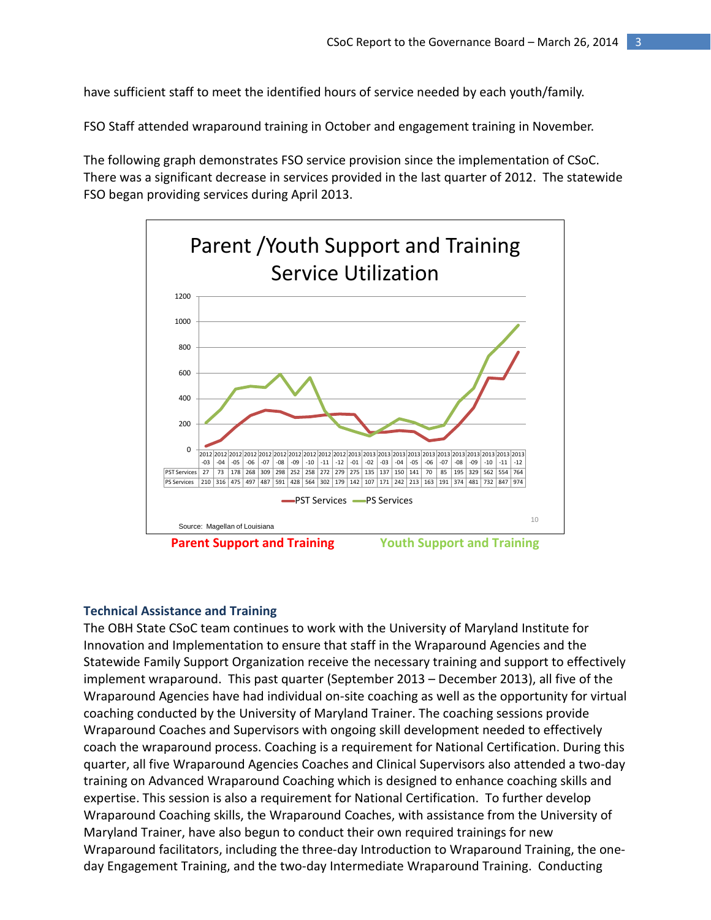have sufficient staff to meet the identified hours of service needed by each youth/family.

FSO Staff attended wraparound training in October and engagement training in November.

The following graph demonstrates FSO service provision since the implementation of CSoC. There was a significant decrease in services provided in the last quarter of 2012. The statewide FSO began providing services during April 2013.

**Parent /Youth Support and Training Service Utilization**

| | 2012-03 | 2012-04 | 2012-05 | 2012-06 | 2012-07 | 2012-08 | 2012-09 | 2012-10 | 2012-11 | 2012-12 | 2013-01 | 2013-02 | 2013-03 | 2013-04 | 2013-05 | 2013-06 | 2013-07 | 2013-08 | 2013-09 | 2013-10 | 2013-11 | 2013-12 |
|---|---|---|---|---|---|---|---|---|---|---|---|---|---|---|---|---|---|---|---|---|---|---|
| PST Services | 27 | 73 | 178 | 268 | 309 | 298 | 252 | 258 | 272 | 279 | 275 | 135 | 137 | 150 | 141 | 70 | 85 | 195 | 329 | 562 | 554 | 764 |
| PS Services | 210 | 316 | 475 | 497 | 487 | 591 | 428 | 564 | 302 | 179 | 142 | 107 | 171 | 242 | 213 | 163 | 191 | 374 | 481 | 732 | 847 | 974 |

Source: Magellan of Louisiana

Parent Support and Training Youth Support and Training

### Technical Assistance and Training

The OBH State CSoC team continues to work with the University of Maryland Institute for Innovation and Implementation to ensure that staff in the Wraparound Agencies and the Statewide Family Support Organization receive the necessary training and support to effectively implement wraparound. This past quarter (September 2013 – December 2013), all five of the Wraparound Agencies have had individual on-site coaching as well as the opportunity for virtual coaching conducted by the University of Maryland Trainer. The coaching sessions provide Wraparound Coaches and Supervisors with ongoing skill development needed to effectively coach the wraparound process. Coaching is a requirement for National Certification. During this quarter, all five Wraparound Agencies Coaches and Clinical Supervisors also attended a two-day training on Advanced Wraparound Coaching which is designed to enhance coaching skills and expertise. This session is also a requirement for National Certification. To further develop Wraparound Coaching skills, the Wraparound Coaches, with assistance from the University of Maryland Trainer, have also begun to conduct their own required trainings for new Wraparound facilitators, including the three-day Introduction to Wraparound Training, the one-day Engagement Training, and the two-day Intermediate Wraparound Training. Conducting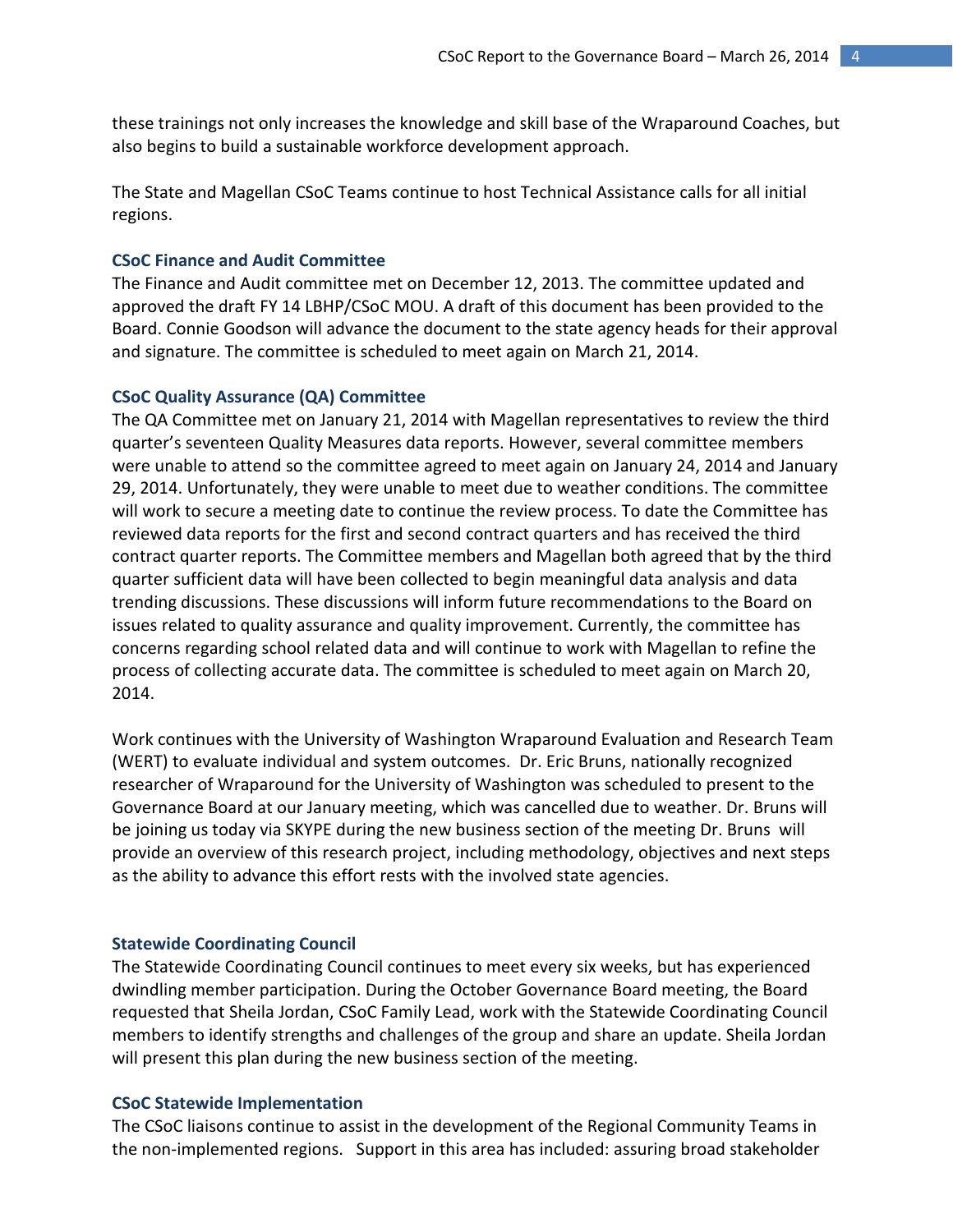these trainings not only increases the knowledge and skill base of the Wraparound Coaches, but also begins to build a sustainable workforce development approach.

The State and Magellan CSoC Teams continue to host Technical Assistance calls for all initial regions.

### CSoC Finance and Audit Committee

The Finance and Audit committee met on December 12, 2013. The committee updated and approved the draft FY 14 LBHP/CSoC MOU. A draft of this document has been provided to the Board. Connie Goodson will advance the document to the state agency heads for their approval and signature. The committee is scheduled to meet again on March 21, 2014.

### CSoC Quality Assurance (QA) Committee

The QA Committee met on January 21, 2014 with Magellan representatives to review the third quarter's seventeen Quality Measures data reports. However, several committee members were unable to attend so the committee agreed to meet again on January 24, 2014 and January 29, 2014. Unfortunately, they were unable to meet due to weather conditions. The committee will work to secure a meeting date to continue the review process. To date the Committee has reviewed data reports for the first and second contract quarters and has received the third contract quarter reports. The Committee members and Magellan both agreed that by the third quarter sufficient data will have been collected to begin meaningful data analysis and data trending discussions. These discussions will inform future recommendations to the Board on issues related to quality assurance and quality improvement. Currently, the committee has concerns regarding school related data and will continue to work with Magellan to refine the process of collecting accurate data. The committee is scheduled to meet again on March 20, 2014.

Work continues with the University of Washington Wraparound Evaluation and Research Team (WERT) to evaluate individual and system outcomes. Dr. Eric Bruns, nationally recognized researcher of Wraparound for the University of Washington was scheduled to present to the Governance Board at our January meeting, which was cancelled due to weather. Dr. Bruns will be joining us today via SKYPE during the new business section of the meeting Dr. Bruns will provide an overview of this research project, including methodology, objectives and next steps as the ability to advance this effort rests with the involved state agencies.

### Statewide Coordinating Council

The Statewide Coordinating Council continues to meet every six weeks, but has experienced dwindling member participation. During the October Governance Board meeting, the Board requested that Sheila Jordan, CSoC Family Lead, work with the Statewide Coordinating Council members to identify strengths and challenges of the group and share an update. Sheila Jordan will present this plan during the new business section of the meeting.

### CSoC Statewide Implementation

The CSoC liaisons continue to assist in the development of the Regional Community Teams in the non-implemented regions. Support in this area has included: assuring broad stakeholder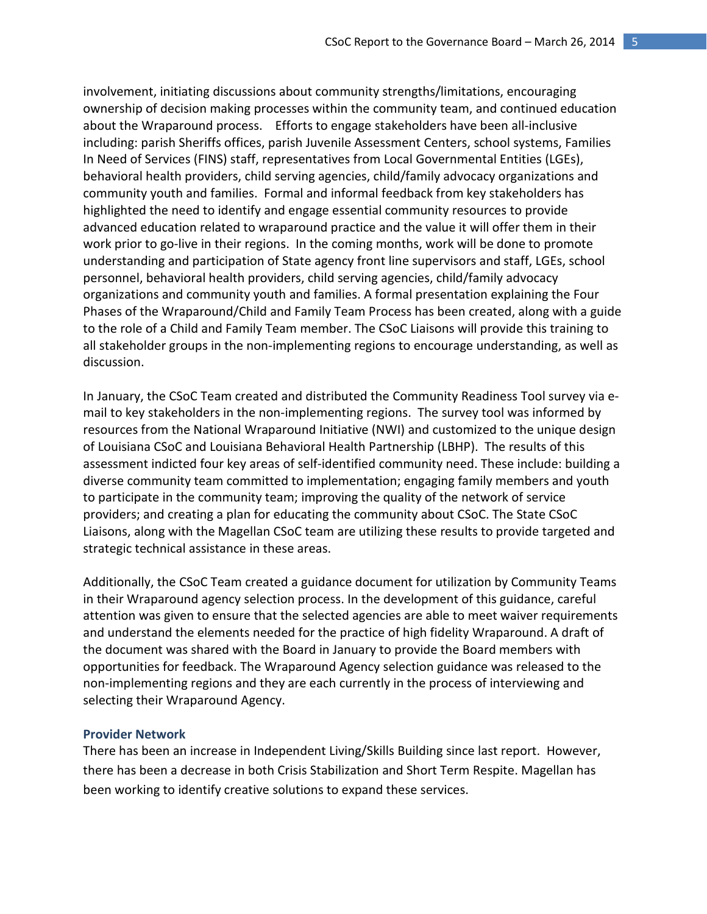involvement, initiating discussions about community strengths/limitations, encouraging ownership of decision making processes within the community team, and continued education about the Wraparound process. Efforts to engage stakeholders have been all-inclusive including: parish Sheriffs offices, parish Juvenile Assessment Centers, school systems, Families In Need of Services (FINS) staff, representatives from Local Governmental Entities (LGEs), behavioral health providers, child serving agencies, child/family advocacy organizations and community youth and families. Formal and informal feedback from key stakeholders has highlighted the need to identify and engage essential community resources to provide advanced education related to wraparound practice and the value it will offer them in their work prior to go-live in their regions. In the coming months, work will be done to promote understanding and participation of State agency front line supervisors and staff, LGEs, school personnel, behavioral health providers, child serving agencies, child/family advocacy organizations and community youth and families. A formal presentation explaining the Four Phases of the Wraparound/Child and Family Team Process has been created, along with a guide to the role of a Child and Family Team member. The CSoC Liaisons will provide this training to all stakeholder groups in the non-implementing regions to encourage understanding, as well as discussion.

In January, the CSoC Team created and distributed the Community Readiness Tool survey via e-mail to key stakeholders in the non-implementing regions. The survey tool was informed by resources from the National Wraparound Initiative (NWI) and customized to the unique design of Louisiana CSoC and Louisiana Behavioral Health Partnership (LBHP). The results of this assessment indicted four key areas of self-identified community need. These include: building a diverse community team committed to implementation; engaging family members and youth to participate in the community team; improving the quality of the network of service providers; and creating a plan for educating the community about CSoC. The State CSoC Liaisons, along with the Magellan CSoC team are utilizing these results to provide targeted and strategic technical assistance in these areas.

Additionally, the CSoC Team created a guidance document for utilization by Community Teams in their Wraparound agency selection process. In the development of this guidance, careful attention was given to ensure that the selected agencies are able to meet waiver requirements and understand the elements needed for the practice of high fidelity Wraparound. A draft of the document was shared with the Board in January to provide the Board members with opportunities for feedback. The Wraparound Agency selection guidance was released to the non-implementing regions and they are each currently in the process of interviewing and selecting their Wraparound Agency.

### Provider Network

There has been an increase in Independent Living/Skills Building since last report. However, there has been a decrease in both Crisis Stabilization and Short Term Respite. Magellan has been working to identify creative solutions to expand these services.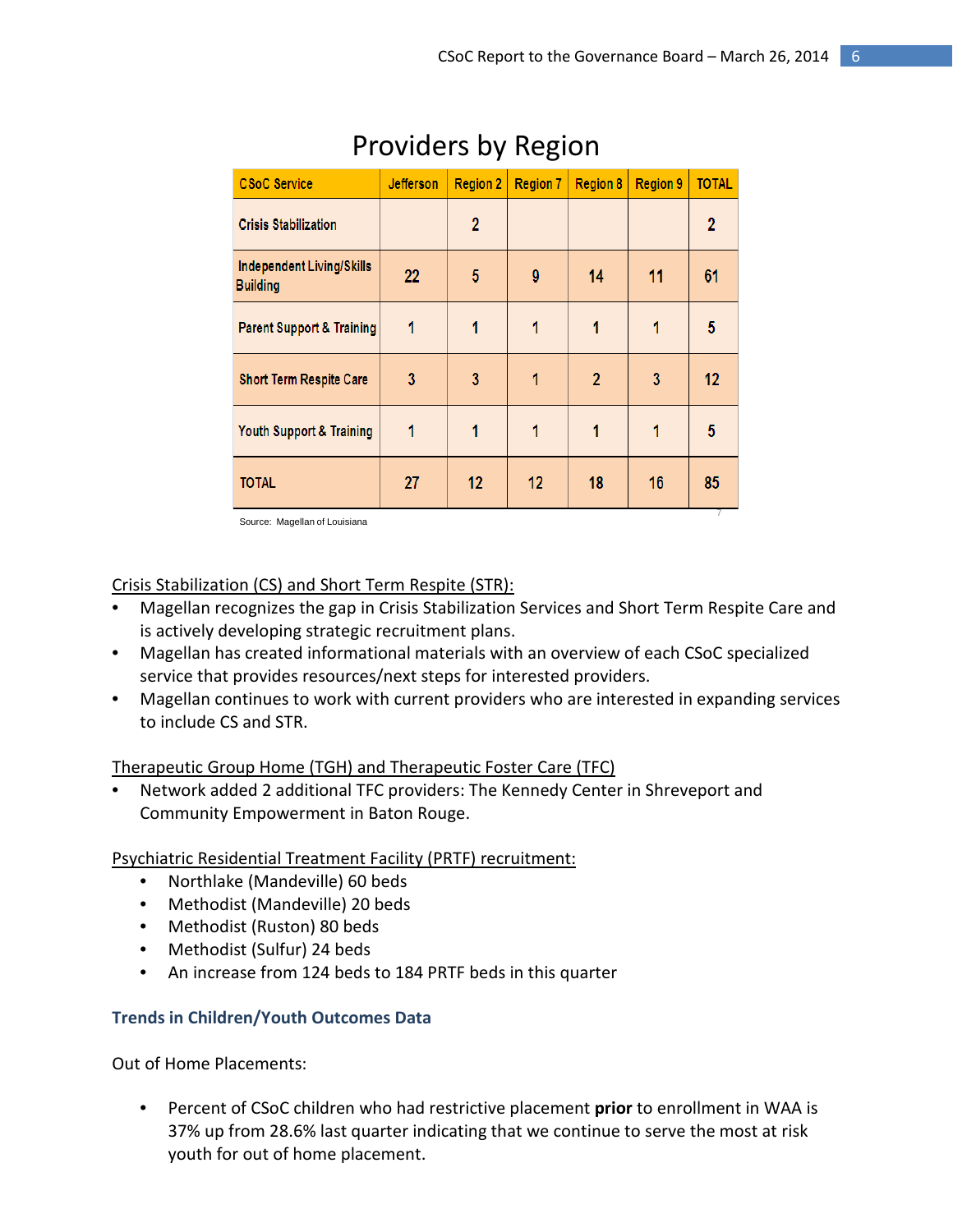## Providers by Region

| CSoC Service | Jefferson | Region 2 | Region 7 | Region 8 | Region 9 | TOTAL |
|---|---|---|---|---|---|---|
| Crisis Stabilization | | 2 | | | | 2 |
| Independent Living/Skills Building | 22 | 5 | 9 | 14 | 11 | 61 |
| Parent Support & Training | 1 | 1 | 1 | 1 | 1 | 5 |
| Short Term Respite Care | 3 | 3 | 1 | 2 | 3 | 12 |
| Youth Support & Training | 1 | 1 | 1 | 1 | 1 | 5 |
| TOTAL | 27 | 12 | 12 | 18 | 16 | 85 |

Source: Magellan of Louisiana

Crisis Stabilization (CS) and Short Term Respite (STR):

- Magellan recognizes the gap in Crisis Stabilization Services and Short Term Respite Care and is actively developing strategic recruitment plans.
- Magellan has created informational materials with an overview of each CSoC specialized service that provides resources/next steps for interested providers.
- Magellan continues to work with current providers who are interested in expanding services to include CS and STR.

Therapeutic Group Home (TGH) and Therapeutic Foster Care (TFC)

- Network added 2 additional TFC providers: The Kennedy Center in Shreveport and Community Empowerment in Baton Rouge.

Psychiatric Residential Treatment Facility (PRTF) recruitment:

- Northlake (Mandeville) 60 beds
- Methodist (Mandeville) 20 beds
- Methodist (Ruston) 80 beds
- Methodist (Sulfur) 24 beds
- An increase from 124 beds to 184 PRTF beds in this quarter

### Trends in Children/Youth Outcomes Data

Out of Home Placements:

- Percent of CSoC children who had restrictive placement **prior** to enrollment in WAA is 37% up from 28.6% last quarter indicating that we continue to serve the most at risk youth for out of home placement.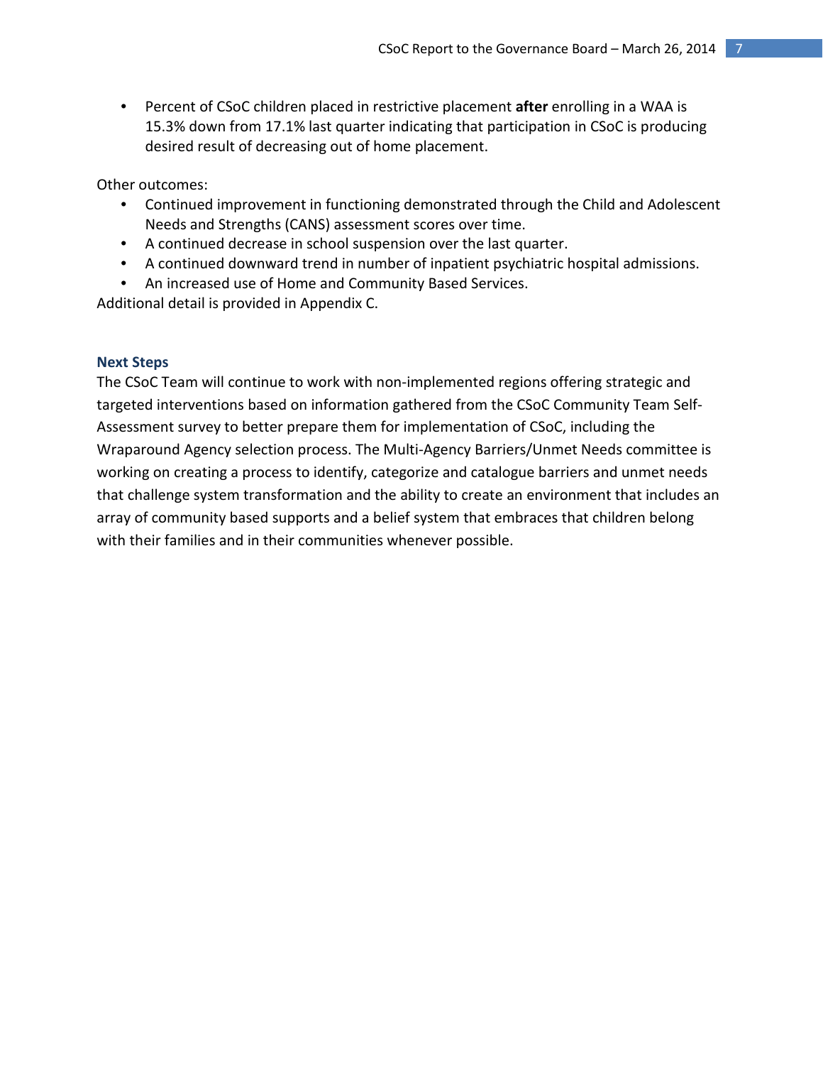- Percent of CSoC children placed in restrictive placement **after** enrolling in a WAA is 15.3% down from 17.1% last quarter indicating that participation in CSoC is producing desired result of decreasing out of home placement.

Other outcomes:

- Continued improvement in functioning demonstrated through the Child and Adolescent Needs and Strengths (CANS) assessment scores over time.
- A continued decrease in school suspension over the last quarter.
- A continued downward trend in number of inpatient psychiatric hospital admissions.
- An increased use of Home and Community Based Services.

Additional detail is provided in Appendix C.

### Next Steps

The CSoC Team will continue to work with non-implemented regions offering strategic and targeted interventions based on information gathered from the CSoC Community Team Self-Assessment survey to better prepare them for implementation of CSoC, including the Wraparound Agency selection process. The Multi-Agency Barriers/Unmet Needs committee is working on creating a process to identify, categorize and catalogue barriers and unmet needs that challenge system transformation and the ability to create an environment that includes an array of community based supports and a belief system that embraces that children belong with their families and in their communities whenever possible.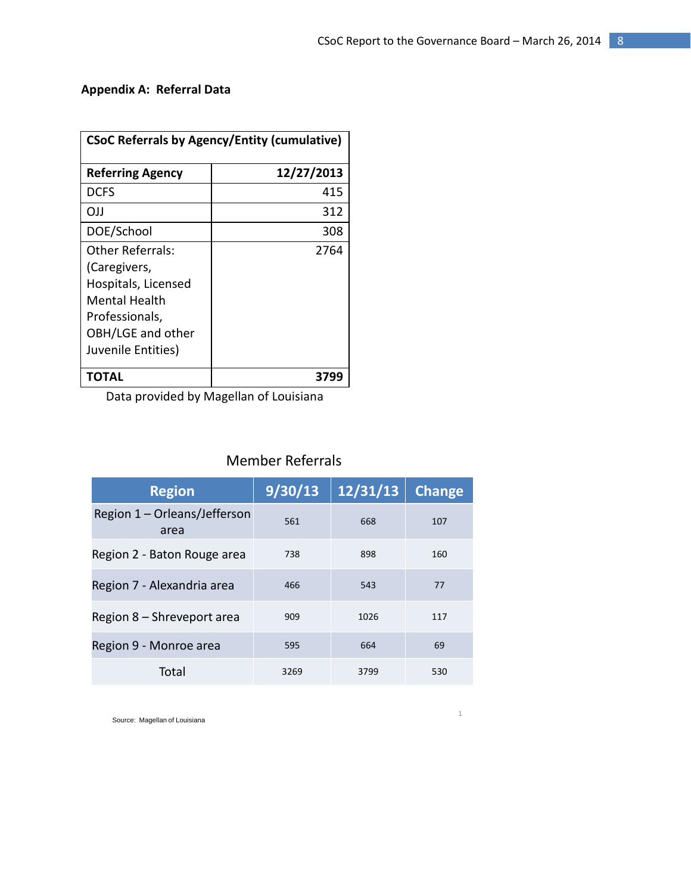## Appendix A: Referral Data

| CSoC Referrals by Agency/Entity (cumulative) | |
|---|---|
| **Referring Agency** | **12/27/2013** |
| DCFS | 415 |
| OJJ | 312 |
| DOE/School | 308 |
| Other Referrals: (Caregivers, Hospitals, Licensed Mental Health Professionals, OBH/LGE and other Juvenile Entities) | 2764 |
| **TOTAL** | **3799** |

Data provided by Magellan of Louisiana

Member Referrals

| Region | 9/30/13 | 12/31/13 | Change |
|---|---|---|---|
| Region 1 – Orleans/Jefferson area | 561 | 668 | 107 |
| Region 2 - Baton Rouge area | 738 | 898 | 160 |
| Region 7 - Alexandria area | 466 | 543 | 77 |
| Region 8 – Shreveport area | 909 | 1026 | 117 |
| Region 9 - Monroe area | 595 | 664 | 69 |
| Total | 3269 | 3799 | 530 |

Source: Magellan of Louisiana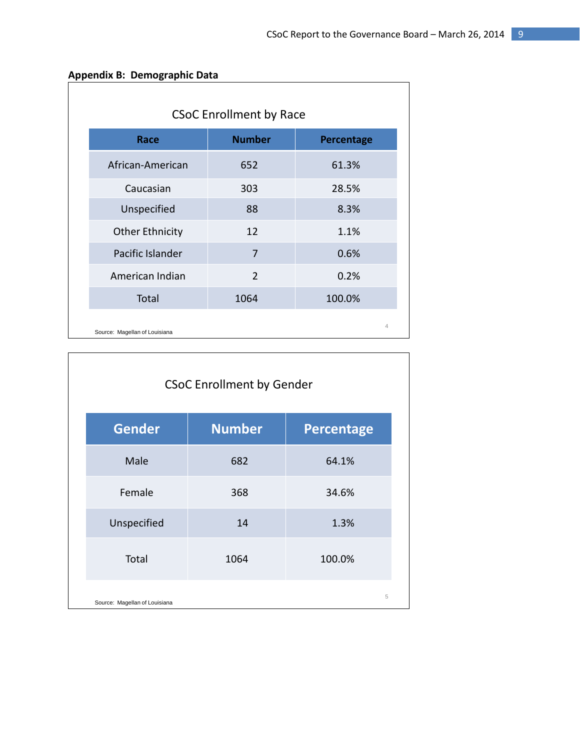**Appendix B: Demographic Data**

### CSoC Enrollment by Race

| Race | Number | Percentage |
|---|---|---|
| African-American | 652 | 61.3% |
| Caucasian | 303 | 28.5% |
| Unspecified | 88 | 8.3% |
| Other Ethnicity | 12 | 1.1% |
| Pacific Islander | 7 | 0.6% |
| American Indian | 2 | 0.2% |
| Total | 1064 | 100.0% |

Source: Magellan of Louisiana

### CSoC Enrollment by Gender

| Gender | Number | Percentage |
|---|---|---|
| Male | 682 | 64.1% |
| Female | 368 | 34.6% |
| Unspecified | 14 | 1.3% |
| Total | 1064 | 100.0% |

Source: Magellan of Louisiana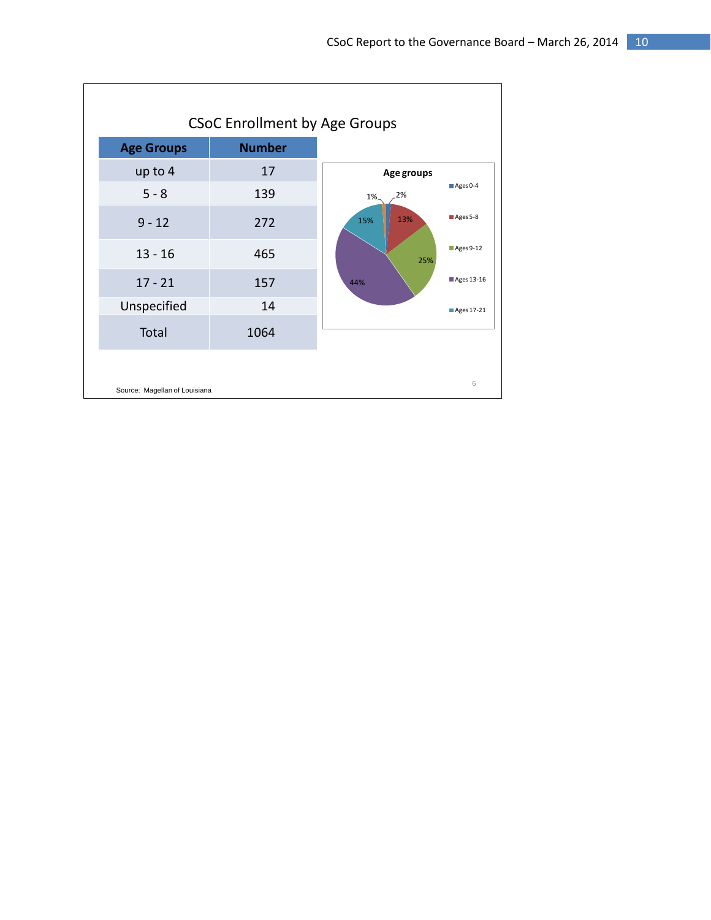## CSoC Enrollment by Age Groups

| Age Groups | Number |
|---|---|
| up to 4 | 17 |
| 5 - 8 | 139 |
| 9 - 12 | 272 |
| 13 - 16 | 465 |
| 17 - 21 | 157 |
| Unspecified | 14 |
| Total | 1064 |

**Age groups**

- Ages 0-4: 2%
- Ages 5-8: 13%
- Ages 9-12: 25%
- Ages 13-16: 44%
- Ages 17-21: 15%
- 1%

Source: Magellan of Louisiana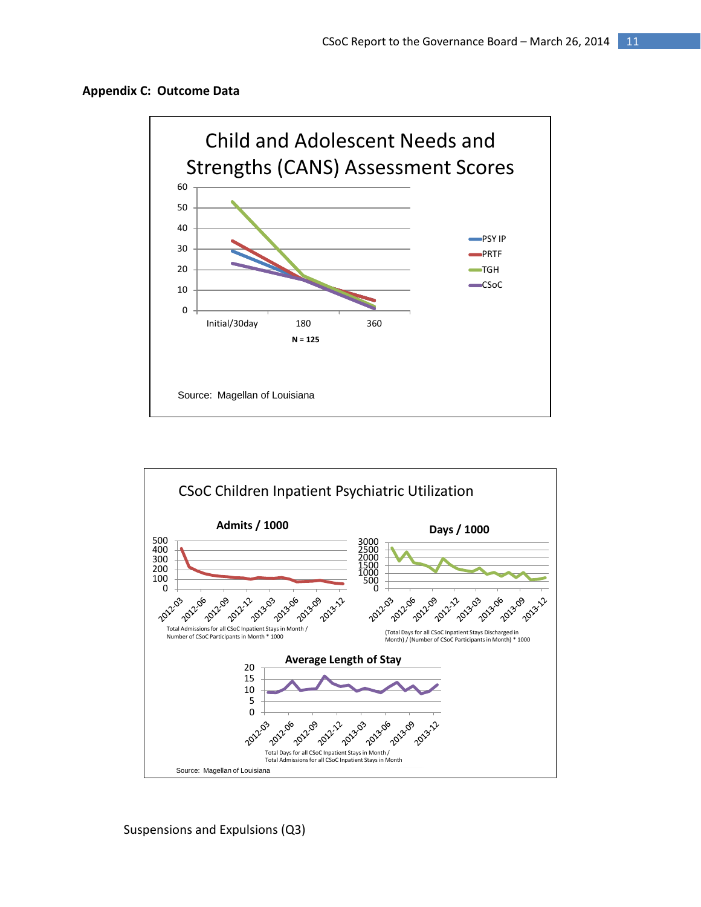## Appendix C: Outcome Data

**Child and Adolescent Needs and Strengths (CANS) Assessment Scores**

N = 125

Source: Magellan of Louisiana

**CSoC Children Inpatient Psychiatric Utilization**

**Admits / 1000**

Total Admissions for all CSoC Inpatient Stays in Month / Number of CSoC Participants in Month * 1000

**Days / 1000**

(Total Days for all CSoC Inpatient Stays Discharged in Month) / (Number of CSoC Participants in Month) * 1000

**Average Length of Stay**

Total Days for all CSoC Inpatient Stays in Month / Total Admissions for all CSoC Inpatient Stays in Month

Source: Magellan of Louisiana

Suspensions and Expulsions (Q3)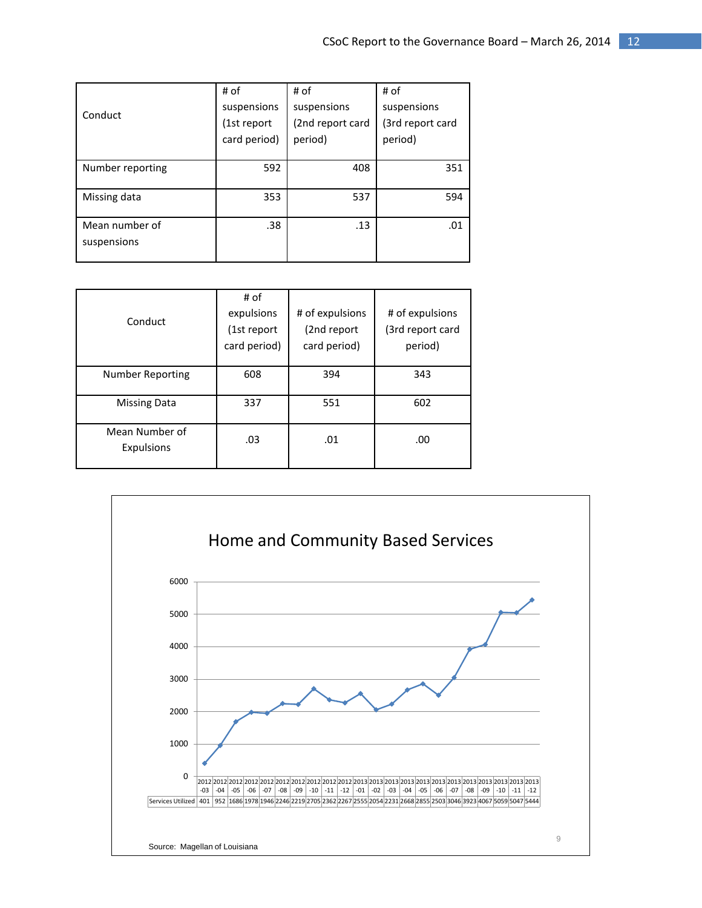| Conduct | # of suspensions (1st report card period) | # of suspensions (2nd report card period) | # of suspensions (3rd report card period) |
|---|---|---|---|
| Number reporting | 592 | 408 | 351 |
| Missing data | 353 | 537 | 594 |
| Mean number of suspensions | .38 | .13 | .01 |

| Conduct | # of expulsions (1st report card period) | # of expulsions (2nd report card period) | # of expulsions (3rd report card period) |
|---|---|---|---|
| Number Reporting | 608 | 394 | 343 |
| Missing Data | 337 | 551 | 602 |
| Mean Number of Expulsions | .03 | .01 | .00 |

Home and Community Based Services

6000
5000
4000
3000
2000
1000
0

2012-03 2012-04 2012-05 2012-06 2012-07 2012-08 2012-09 2012-10 2012-11 2012-12 2013-01 2013-02 2013-03 2013-04 2013-05 2013-06 2013-07 2013-08 2013-09 2013-10 2013-11 2013-12

Services Utilized 401 952 1686 1978 1946 2246 2219 2705 2362 2267 2555 2054 2231 2668 2855 2503 3046 3923 4067 5059 5047 5444

Source: Magellan of Louisiana